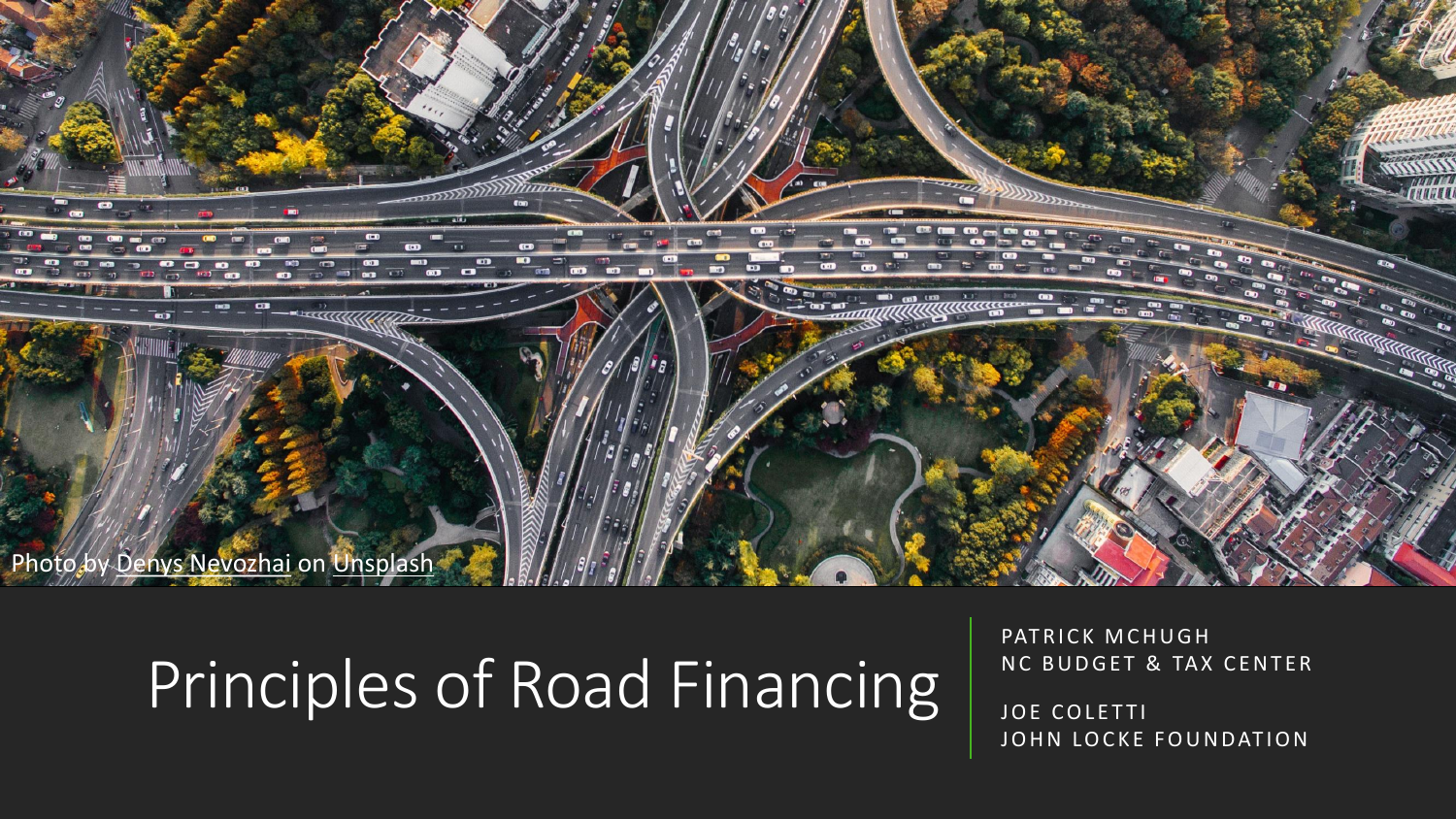Photo by Denys Nevozhai on Unsplash

# Principles of Road Financing

PATRICK MCHUGH
NC BUDGET & TAX CENTER

JOE COLETTI
JOHN LOCKE FOUNDATION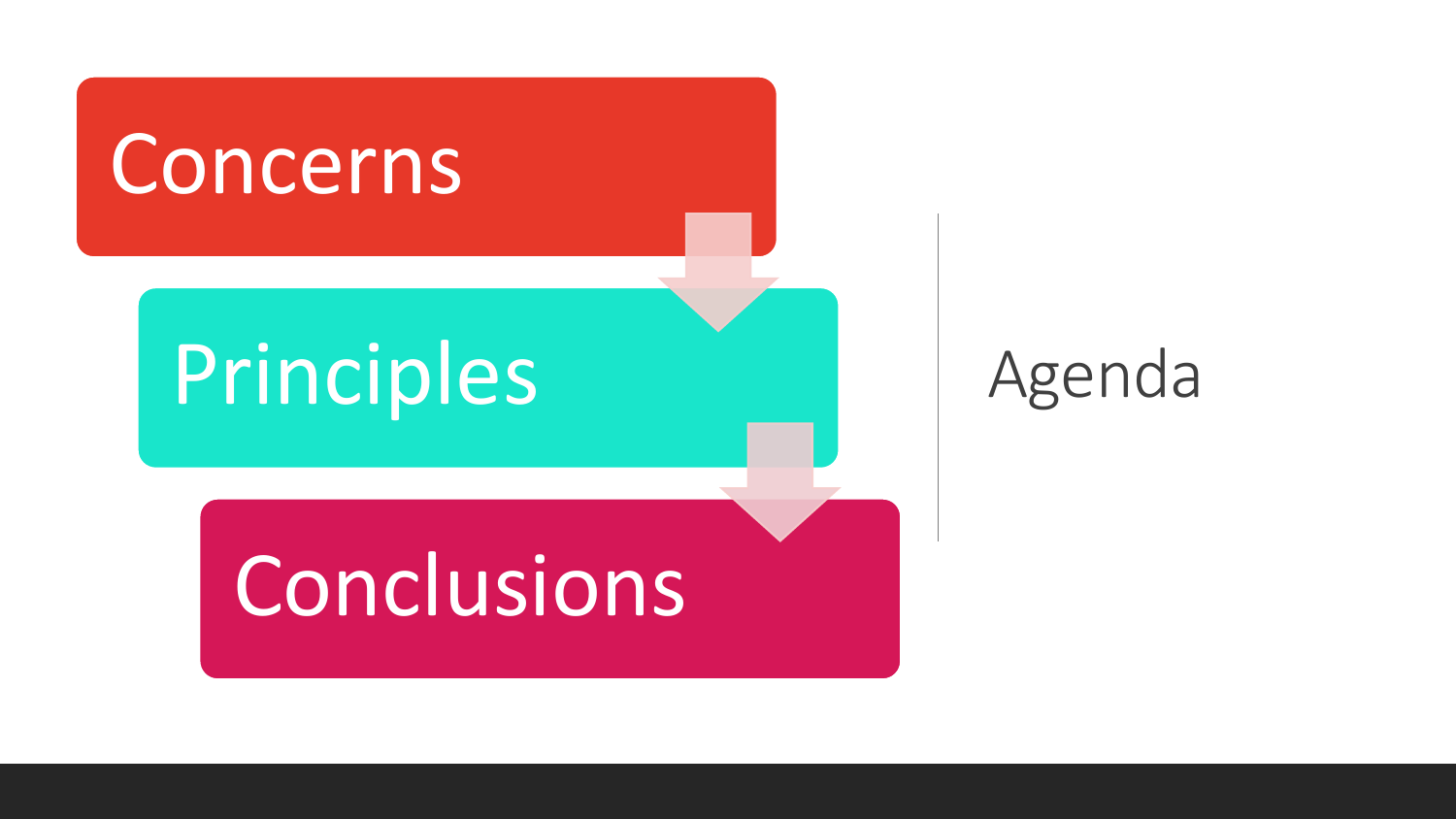# Agenda

- Concerns
- Principles
- Conclusions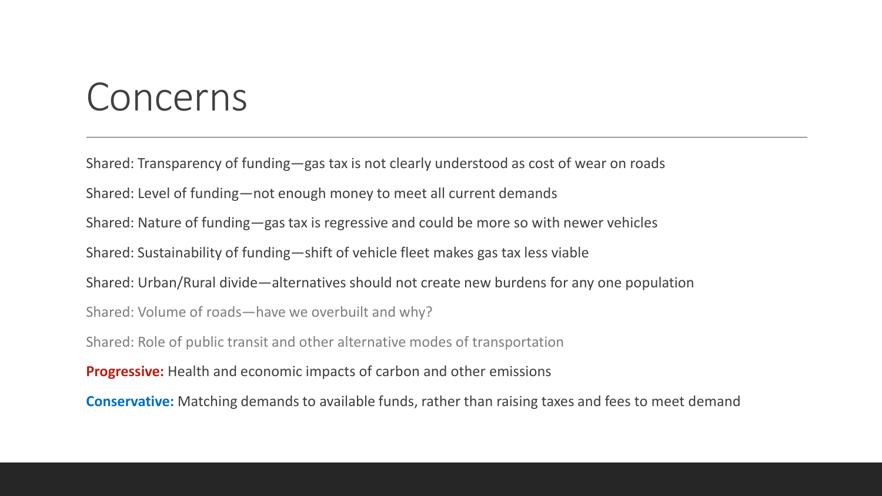# Concerns

Shared: Transparency of funding—gas tax is not clearly understood as cost of wear on roads

Shared: Level of funding—not enough money to meet all current demands

Shared: Nature of funding—gas tax is regressive and could be more so with newer vehicles

Shared: Sustainability of funding—shift of vehicle fleet makes gas tax less viable

Shared: Urban/Rural divide—alternatives should not create new burdens for any one population

Shared: Volume of roads—have we overbuilt and why?

Shared: Role of public transit and other alternative modes of transportation

**Progressive:** Health and economic impacts of carbon and other emissions

**Conservative:** Matching demands to available funds, rather than raising taxes and fees to meet demand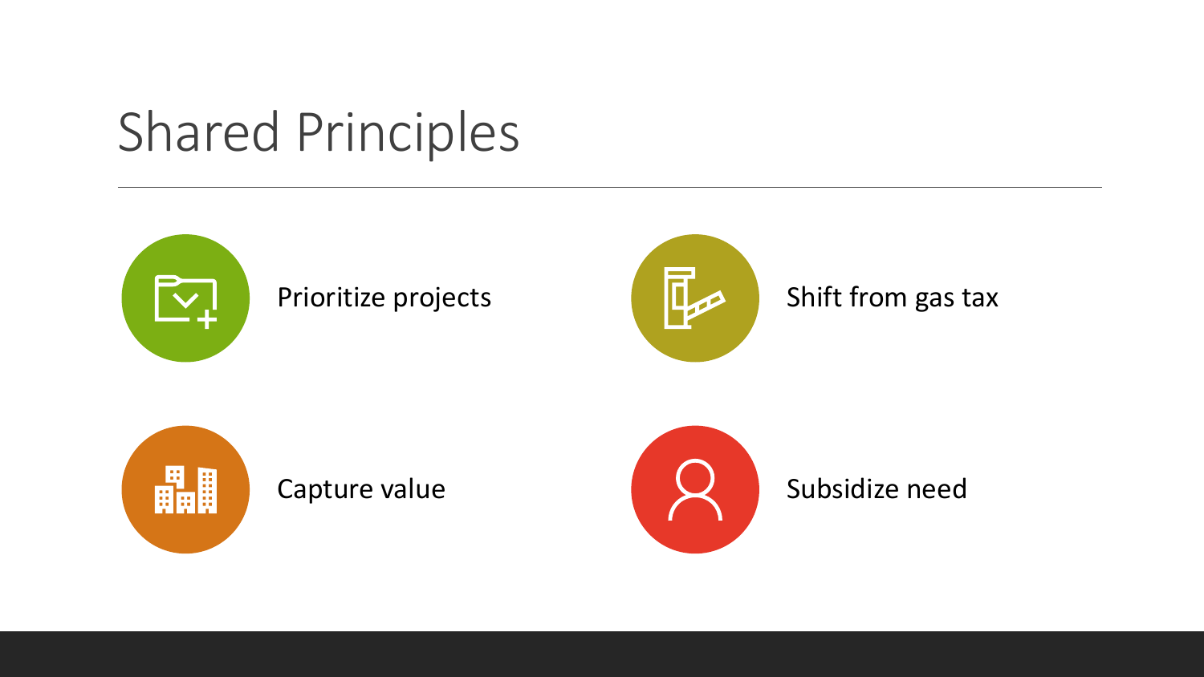# Shared Principles

- Prioritize projects
- Shift from gas tax
- Capture value
- Subsidize need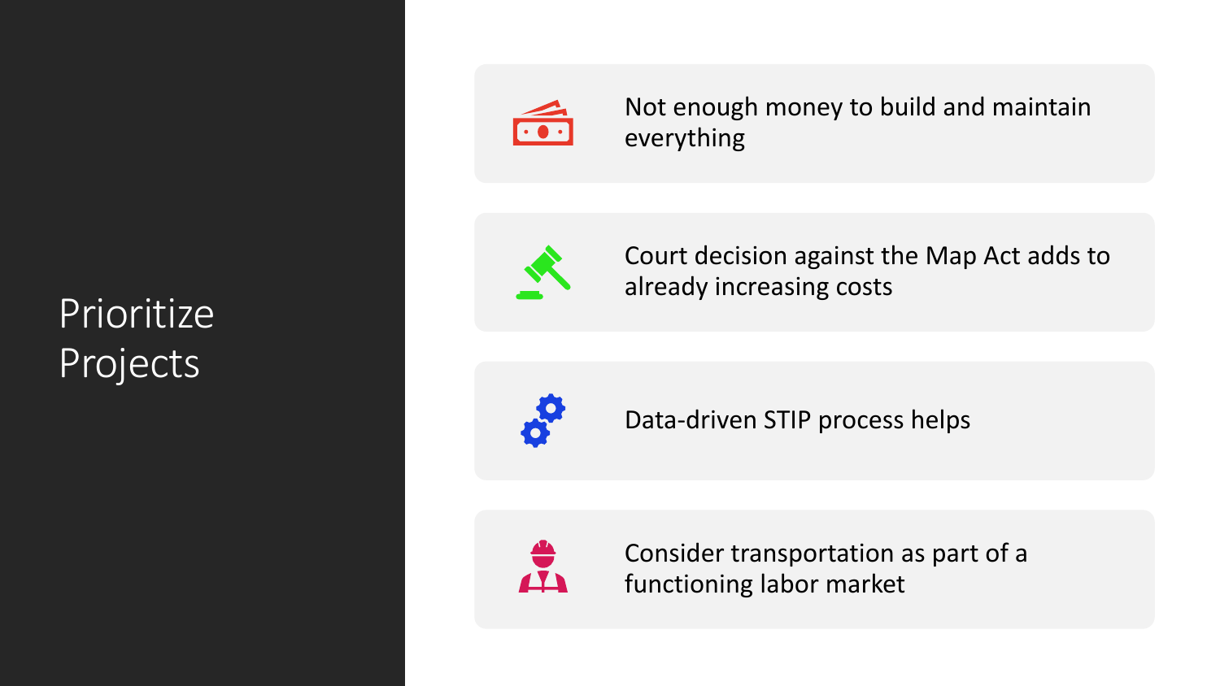# Prioritize Projects

- Not enough money to build and maintain everything
- Court decision against the Map Act adds to already increasing costs
- Data-driven STIP process helps
- Consider transportation as part of a functioning labor market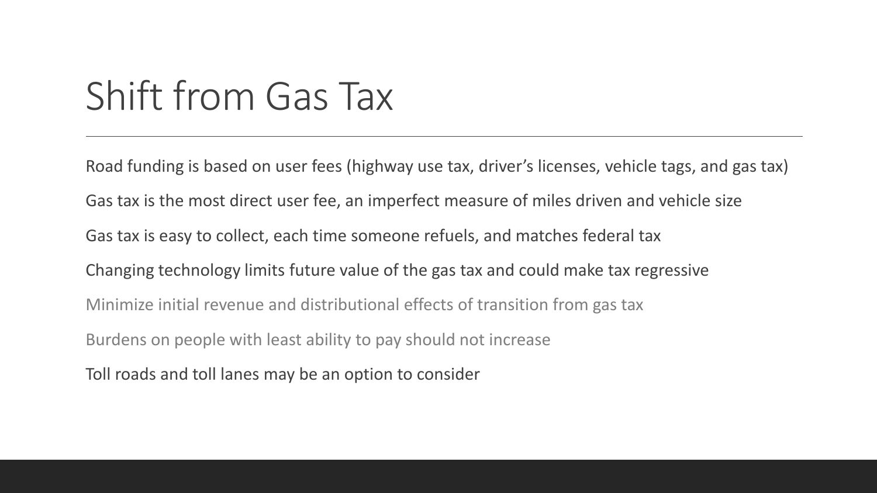# Shift from Gas Tax

Road funding is based on user fees (highway use tax, driver's licenses, vehicle tags, and gas tax)

Gas tax is the most direct user fee, an imperfect measure of miles driven and vehicle size

Gas tax is easy to collect, each time someone refuels, and matches federal tax

Changing technology limits future value of the gas tax and could make tax regressive

Minimize initial revenue and distributional effects of transition from gas tax

Burdens on people with least ability to pay should not increase

Toll roads and toll lanes may be an option to consider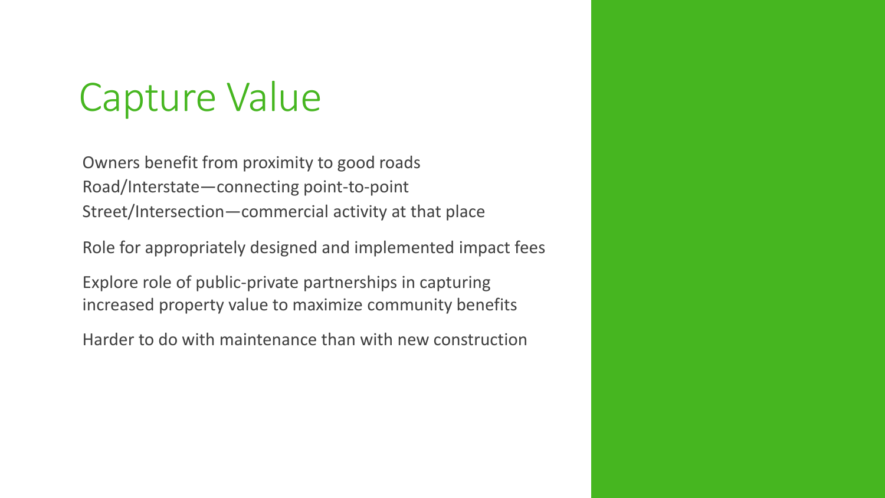# Capture Value

Owners benefit from proximity to good roads
Road/Interstate—connecting point-to-point
Street/Intersection—commercial activity at that place

Role for appropriately designed and implemented impact fees

Explore role of public-private partnerships in capturing increased property value to maximize community benefits

Harder to do with maintenance than with new construction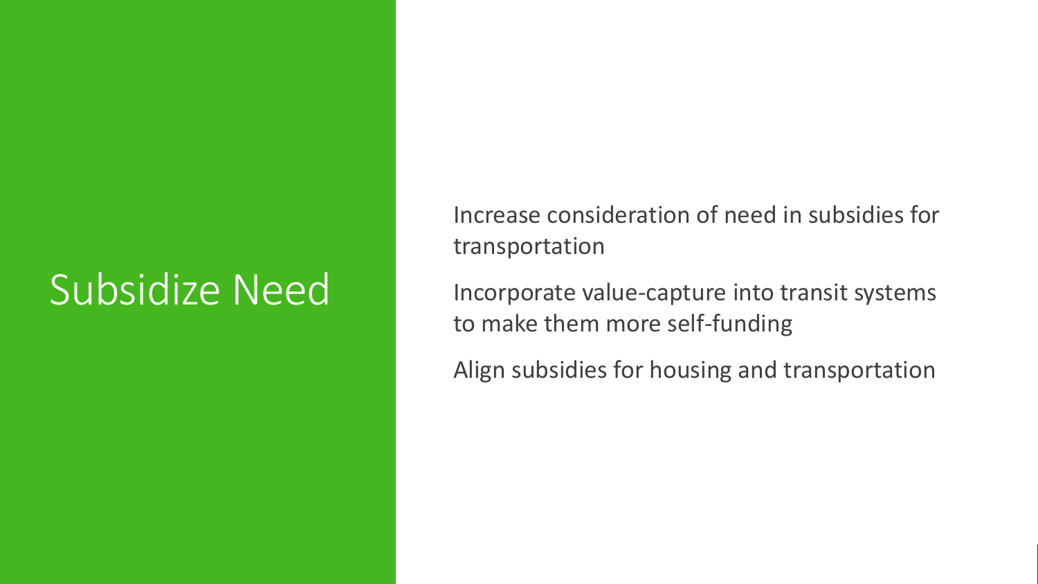# Subsidize Need

- Increase consideration of need in subsidies for transportation
- Incorporate value-capture into transit systems to make them more self-funding
- Align subsidies for housing and transportation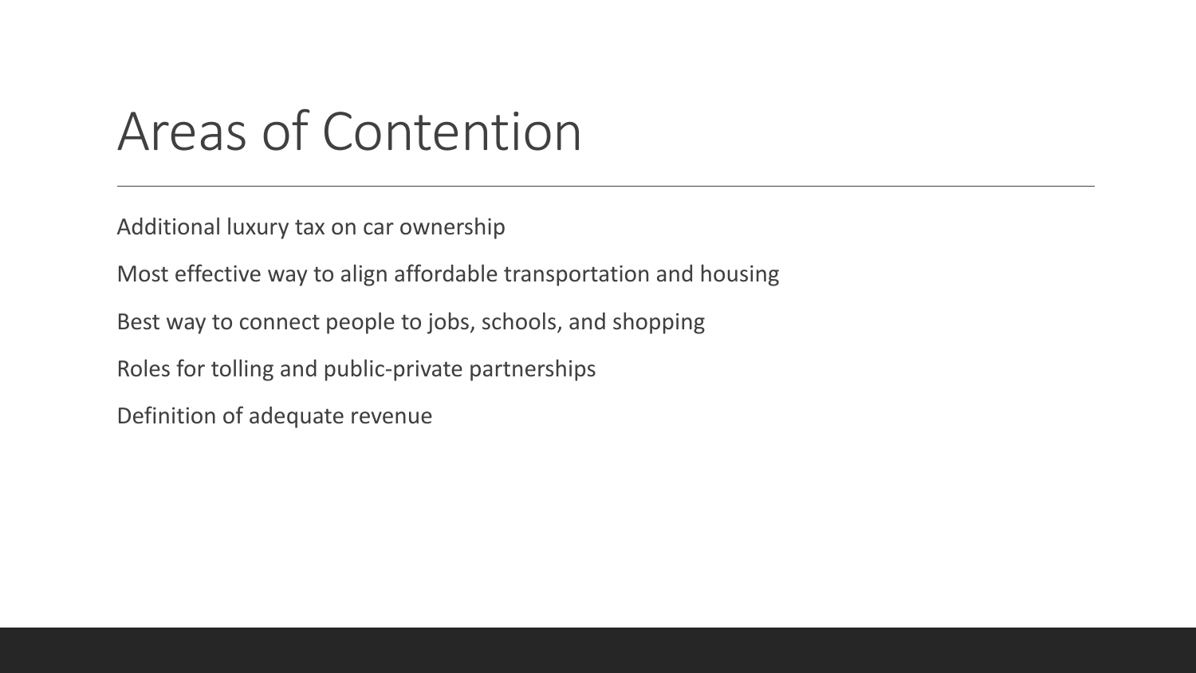# Areas of Contention

Additional luxury tax on car ownership

Most effective way to align affordable transportation and housing

Best way to connect people to jobs, schools, and shopping

Roles for tolling and public-private partnerships

Definition of adequate revenue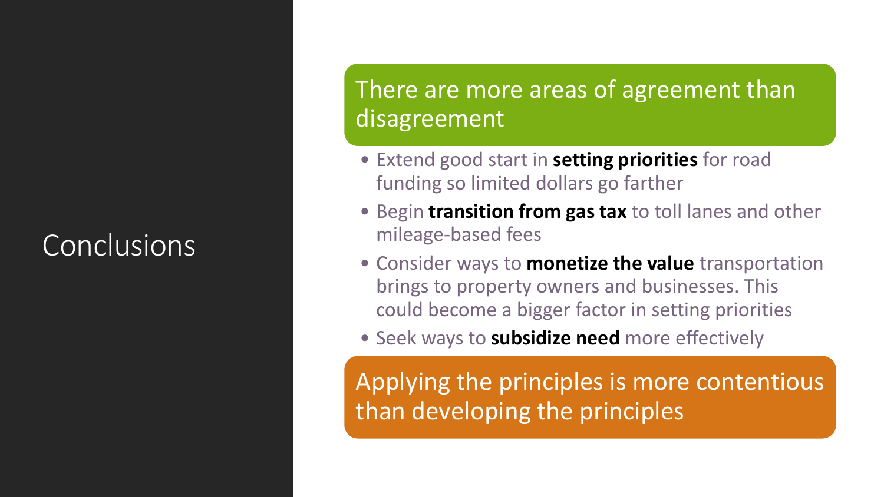# Conclusions

## There are more areas of agreement than disagreement

- Extend good start in **setting priorities** for road funding so limited dollars go farther
- Begin **transition from gas tax** to toll lanes and other mileage-based fees
- Consider ways to **monetize the value** transportation brings to property owners and businesses. This could become a bigger factor in setting priorities
- Seek ways to **subsidize need** more effectively

## Applying the principles is more contentious than developing the principles